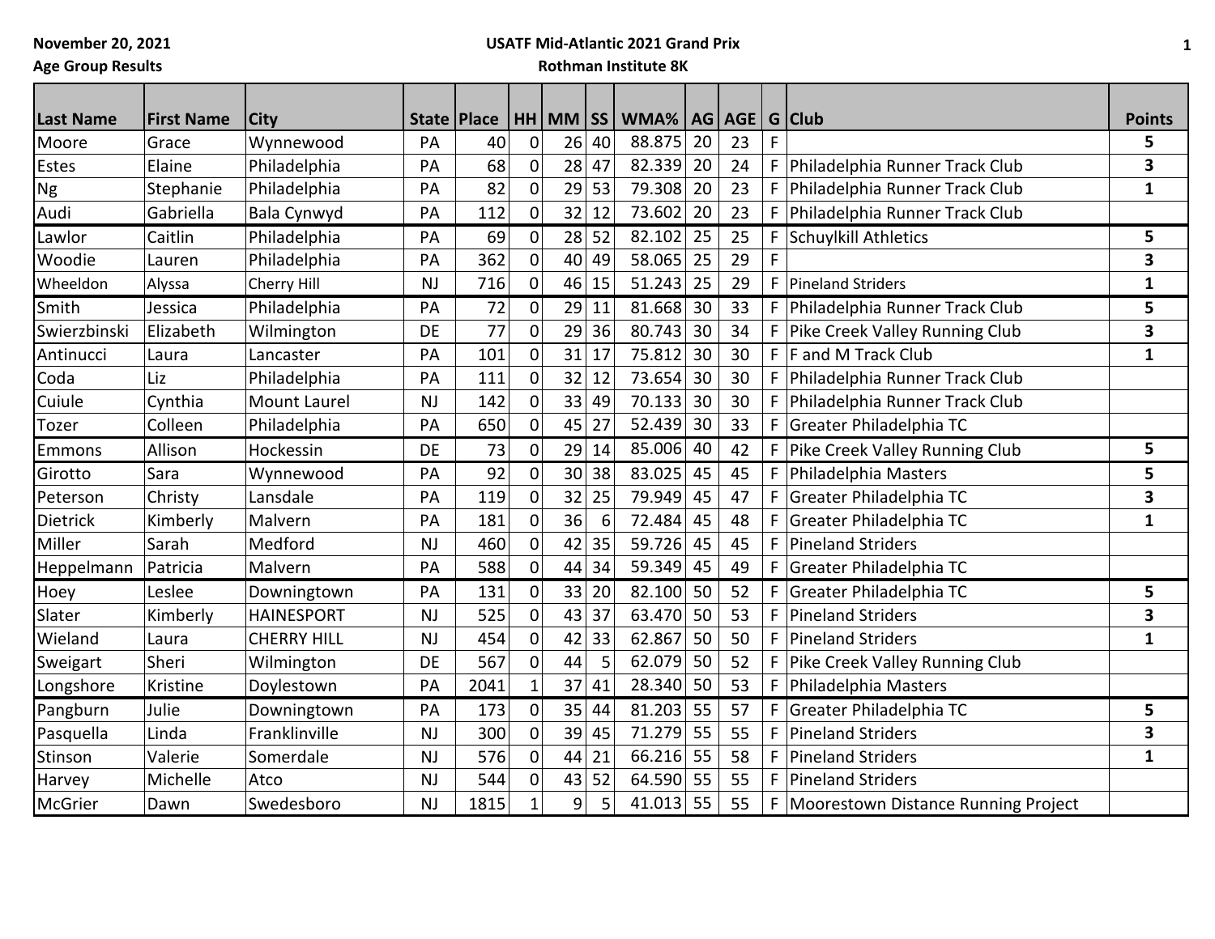**November 20, 2021**

**Age Group Results**

**USATF Mid-Atlantic 2021 Grand Prix**

**Rothman Institute 8K**

| Last Name | First Name | City | State | Place | HH | MM | SS | WMA% | AG | AGE | G | Club | Points |
|---|---|---|---|---|---|---|---|---|---|---|---|---|---|
| Moore | Grace | Wynnewood | PA | 40 | 0 | 26 | 40 | 88.875 | 20 | 23 | F | | 5 |
| Estes | Elaine | Philadelphia | PA | 68 | 0 | 28 | 47 | 82.339 | 20 | 24 | F | Philadelphia Runner Track Club | 3 |
| Ng | Stephanie | Philadelphia | PA | 82 | 0 | 29 | 53 | 79.308 | 20 | 23 | F | Philadelphia Runner Track Club | 1 |
| Audi | Gabriella | Bala Cynwyd | PA | 112 | 0 | 32 | 12 | 73.602 | 20 | 23 | F | Philadelphia Runner Track Club | |
| Lawlor | Caitlin | Philadelphia | PA | 69 | 0 | 28 | 52 | 82.102 | 25 | 25 | F | Schuylkill Athletics | 5 |
| Woodie | Lauren | Philadelphia | PA | 362 | 0 | 40 | 49 | 58.065 | 25 | 29 | F | | 3 |
| Wheeldon | Alyssa | Cherry Hill | NJ | 716 | 0 | 46 | 15 | 51.243 | 25 | 29 | F | Pineland Striders | 1 |
| Smith | Jessica | Philadelphia | PA | 72 | 0 | 29 | 11 | 81.668 | 30 | 33 | F | Philadelphia Runner Track Club | 5 |
| Swierzbinski | Elizabeth | Wilmington | DE | 77 | 0 | 29 | 36 | 80.743 | 30 | 34 | F | Pike Creek Valley Running Club | 3 |
| Antinucci | Laura | Lancaster | PA | 101 | 0 | 31 | 17 | 75.812 | 30 | 30 | F | F and M Track Club | 1 |
| Coda | Liz | Philadelphia | PA | 111 | 0 | 32 | 12 | 73.654 | 30 | 30 | F | Philadelphia Runner Track Club | |
| Cuiule | Cynthia | Mount Laurel | NJ | 142 | 0 | 33 | 49 | 70.133 | 30 | 30 | F | Philadelphia Runner Track Club | |
| Tozer | Colleen | Philadelphia | PA | 650 | 0 | 45 | 27 | 52.439 | 30 | 33 | F | Greater Philadelphia TC | |
| Emmons | Allison | Hockessin | DE | 73 | 0 | 29 | 14 | 85.006 | 40 | 42 | F | Pike Creek Valley Running Club | 5 |
| Girotto | Sara | Wynnewood | PA | 92 | 0 | 30 | 38 | 83.025 | 45 | 45 | F | Philadelphia Masters | 5 |
| Peterson | Christy | Lansdale | PA | 119 | 0 | 32 | 25 | 79.949 | 45 | 47 | F | Greater Philadelphia TC | 3 |
| Dietrick | Kimberly | Malvern | PA | 181 | 0 | 36 | 6 | 72.484 | 45 | 48 | F | Greater Philadelphia TC | 1 |
| Miller | Sarah | Medford | NJ | 460 | 0 | 42 | 35 | 59.726 | 45 | 45 | F | Pineland Striders | |
| Heppelmann | Patricia | Malvern | PA | 588 | 0 | 44 | 34 | 59.349 | 45 | 49 | F | Greater Philadelphia TC | |
| Hoey | Leslee | Downingtown | PA | 131 | 0 | 33 | 20 | 82.100 | 50 | 52 | F | Greater Philadelphia TC | 5 |
| Slater | Kimberly | HAINESPORT | NJ | 525 | 0 | 43 | 37 | 63.470 | 50 | 53 | F | Pineland Striders | 3 |
| Wieland | Laura | CHERRY HILL | NJ | 454 | 0 | 42 | 33 | 62.867 | 50 | 50 | F | Pineland Striders | 1 |
| Sweigart | Sheri | Wilmington | DE | 567 | 0 | 44 | 5 | 62.079 | 50 | 52 | F | Pike Creek Valley Running Club | |
| Longshore | Kristine | Doylestown | PA | 2041 | 1 | 37 | 41 | 28.340 | 50 | 53 | F | Philadelphia Masters | |
| Pangburn | Julie | Downingtown | PA | 173 | 0 | 35 | 44 | 81.203 | 55 | 57 | F | Greater Philadelphia TC | 5 |
| Pasquella | Linda | Franklinville | NJ | 300 | 0 | 39 | 45 | 71.279 | 55 | 55 | F | Pineland Striders | 3 |
| Stinson | Valerie | Somerdale | NJ | 576 | 0 | 44 | 21 | 66.216 | 55 | 58 | F | Pineland Striders | 1 |
| Harvey | Michelle | Atco | NJ | 544 | 0 | 43 | 52 | 64.590 | 55 | 55 | F | Pineland Striders | |
| McGrier | Dawn | Swedesboro | NJ | 1815 | 1 | 9 | 5 | 41.013 | 55 | 55 | F | Moorestown Distance Running Project | |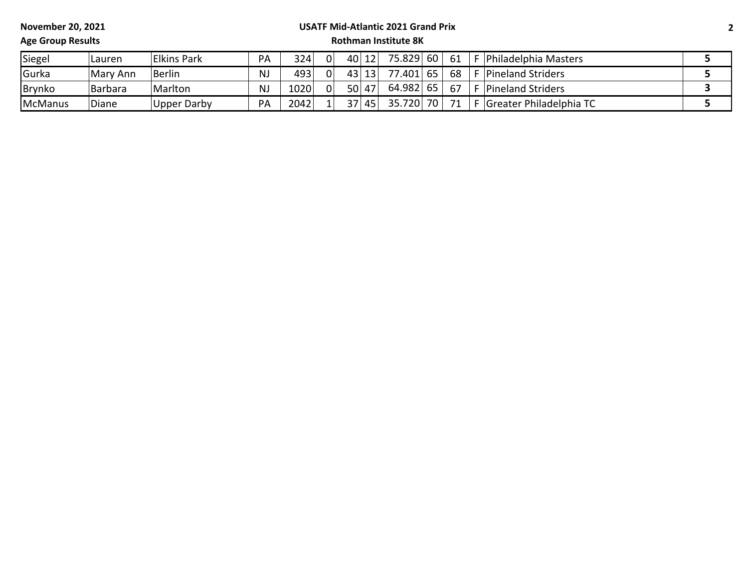| | | | | | | | | | | | | | |
|---|---|---|---|---|---|---|---|---|---|---|---|---|---|
| Siegel | Lauren | Elkins Park | PA | 324 | 0 | 40 | 12 | 75.829 | 60 | 61 | F | Philadelphia Masters | **5** |
| Gurka | Mary Ann | Berlin | NJ | 493 | 0 | 43 | 13 | 77.401 | 65 | 68 | F | Pineland Striders | **5** |
| Brynko | Barbara | Marlton | NJ | 1020 | 0 | 50 | 47 | 64.982 | 65 | 67 | F | Pineland Striders | **3** |
| McManus | Diane | Upper Darby | PA | 2042 | 1 | 37 | 45 | 35.720 | 70 | 71 | F | Greater Philadelphia TC | **5** |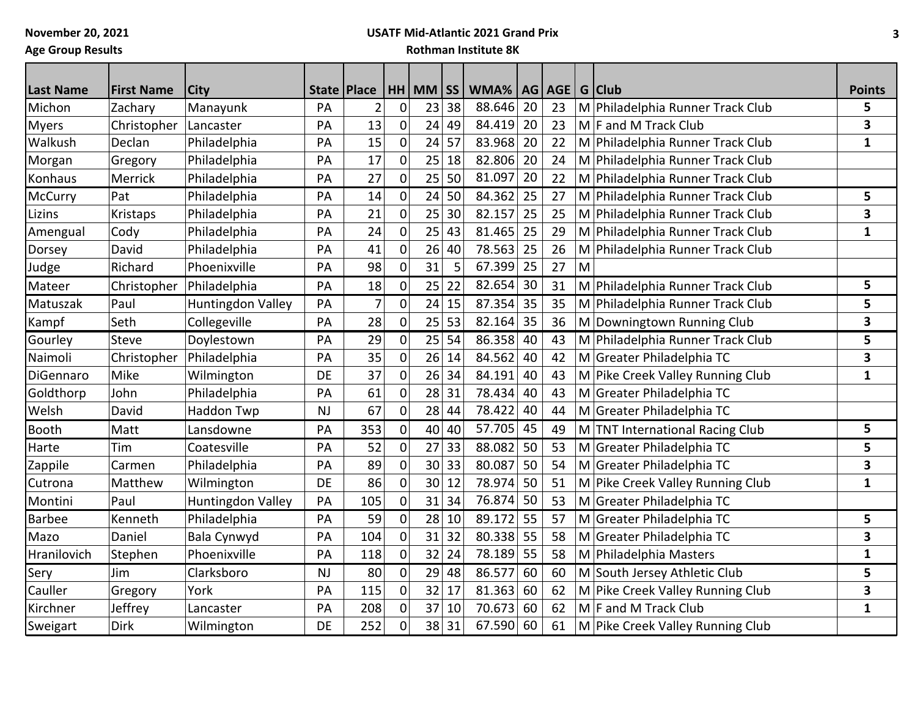November 20, 2021

Age Group Results

**USATF Mid-Atlantic 2021 Grand Prix**

**Rothman Institute 8K**

| Last Name | First Name | City | State | Place | HH | MM | SS | WMA% | AG | AGE | G | Club | Points |
|---|---|---|---|---|---|---|---|---|---|---|---|---|---|
| Michon | Zachary | Manayunk | PA | 2 | 0 | 23 | 38 | 88.646 | 20 | 23 | M | Philadelphia Runner Track Club | 5 |
| Myers | Christopher | Lancaster | PA | 13 | 0 | 24 | 49 | 84.419 | 20 | 23 | M | F and M Track Club | 3 |
| Walkush | Declan | Philadelphia | PA | 15 | 0 | 24 | 57 | 83.968 | 20 | 22 | M | Philadelphia Runner Track Club | 1 |
| Morgan | Gregory | Philadelphia | PA | 17 | 0 | 25 | 18 | 82.806 | 20 | 24 | M | Philadelphia Runner Track Club | |
| Konhaus | Merrick | Philadelphia | PA | 27 | 0 | 25 | 50 | 81.097 | 20 | 22 | M | Philadelphia Runner Track Club | |
| McCurry | Pat | Philadelphia | PA | 14 | 0 | 24 | 50 | 84.362 | 25 | 27 | M | Philadelphia Runner Track Club | 5 |
| Lizins | Kristaps | Philadelphia | PA | 21 | 0 | 25 | 30 | 82.157 | 25 | 25 | M | Philadelphia Runner Track Club | 3 |
| Amengual | Cody | Philadelphia | PA | 24 | 0 | 25 | 43 | 81.465 | 25 | 29 | M | Philadelphia Runner Track Club | 1 |
| Dorsey | David | Philadelphia | PA | 41 | 0 | 26 | 40 | 78.563 | 25 | 26 | M | Philadelphia Runner Track Club | |
| Judge | Richard | Phoenixville | PA | 98 | 0 | 31 | 5 | 67.399 | 25 | 27 | M | | |
| Mateer | Christopher | Philadelphia | PA | 18 | 0 | 25 | 22 | 82.654 | 30 | 31 | M | Philadelphia Runner Track Club | 5 |
| Matuszak | Paul | Huntingdon Valley | PA | 7 | 0 | 24 | 15 | 87.354 | 35 | 35 | M | Philadelphia Runner Track Club | 5 |
| Kampf | Seth | Collegeville | PA | 28 | 0 | 25 | 53 | 82.164 | 35 | 36 | M | Downingtown Running Club | 3 |
| Gourley | Steve | Doylestown | PA | 29 | 0 | 25 | 54 | 86.358 | 40 | 43 | M | Philadelphia Runner Track Club | 5 |
| Naimoli | Christopher | Philadelphia | PA | 35 | 0 | 26 | 14 | 84.562 | 40 | 42 | M | Greater Philadelphia TC | 3 |
| DiGennaro | Mike | Wilmington | DE | 37 | 0 | 26 | 34 | 84.191 | 40 | 43 | M | Pike Creek Valley Running Club | 1 |
| Goldthorp | John | Philadelphia | PA | 61 | 0 | 28 | 31 | 78.434 | 40 | 43 | M | Greater Philadelphia TC | |
| Welsh | David | Haddon Twp | NJ | 67 | 0 | 28 | 44 | 78.422 | 40 | 44 | M | Greater Philadelphia TC | |
| Booth | Matt | Lansdowne | PA | 353 | 0 | 40 | 40 | 57.705 | 45 | 49 | M | TNT International Racing Club | 5 |
| Harte | Tim | Coatesville | PA | 52 | 0 | 27 | 33 | 88.082 | 50 | 53 | M | Greater Philadelphia TC | 5 |
| Zappile | Carmen | Philadelphia | PA | 89 | 0 | 30 | 33 | 80.087 | 50 | 54 | M | Greater Philadelphia TC | 3 |
| Cutrona | Matthew | Wilmington | DE | 86 | 0 | 30 | 12 | 78.974 | 50 | 51 | M | Pike Creek Valley Running Club | 1 |
| Montini | Paul | Huntingdon Valley | PA | 105 | 0 | 31 | 34 | 76.874 | 50 | 53 | M | Greater Philadelphia TC | |
| Barbee | Kenneth | Philadelphia | PA | 59 | 0 | 28 | 10 | 89.172 | 55 | 57 | M | Greater Philadelphia TC | 5 |
| Mazo | Daniel | Bala Cynwyd | PA | 104 | 0 | 31 | 32 | 80.338 | 55 | 58 | M | Greater Philadelphia TC | 3 |
| Hranilovich | Stephen | Phoenixville | PA | 118 | 0 | 32 | 24 | 78.189 | 55 | 58 | M | Philadelphia Masters | 1 |
| Sery | Jim | Clarksboro | NJ | 80 | 0 | 29 | 48 | 86.577 | 60 | 60 | M | South Jersey Athletic Club | 5 |
| Cauller | Gregory | York | PA | 115 | 0 | 32 | 17 | 81.363 | 60 | 62 | M | Pike Creek Valley Running Club | 3 |
| Kirchner | Jeffrey | Lancaster | PA | 208 | 0 | 37 | 10 | 70.673 | 60 | 62 | M | F and M Track Club | 1 |
| Sweigart | Dirk | Wilmington | DE | 252 | 0 | 38 | 31 | 67.590 | 60 | 61 | M | Pike Creek Valley Running Club | |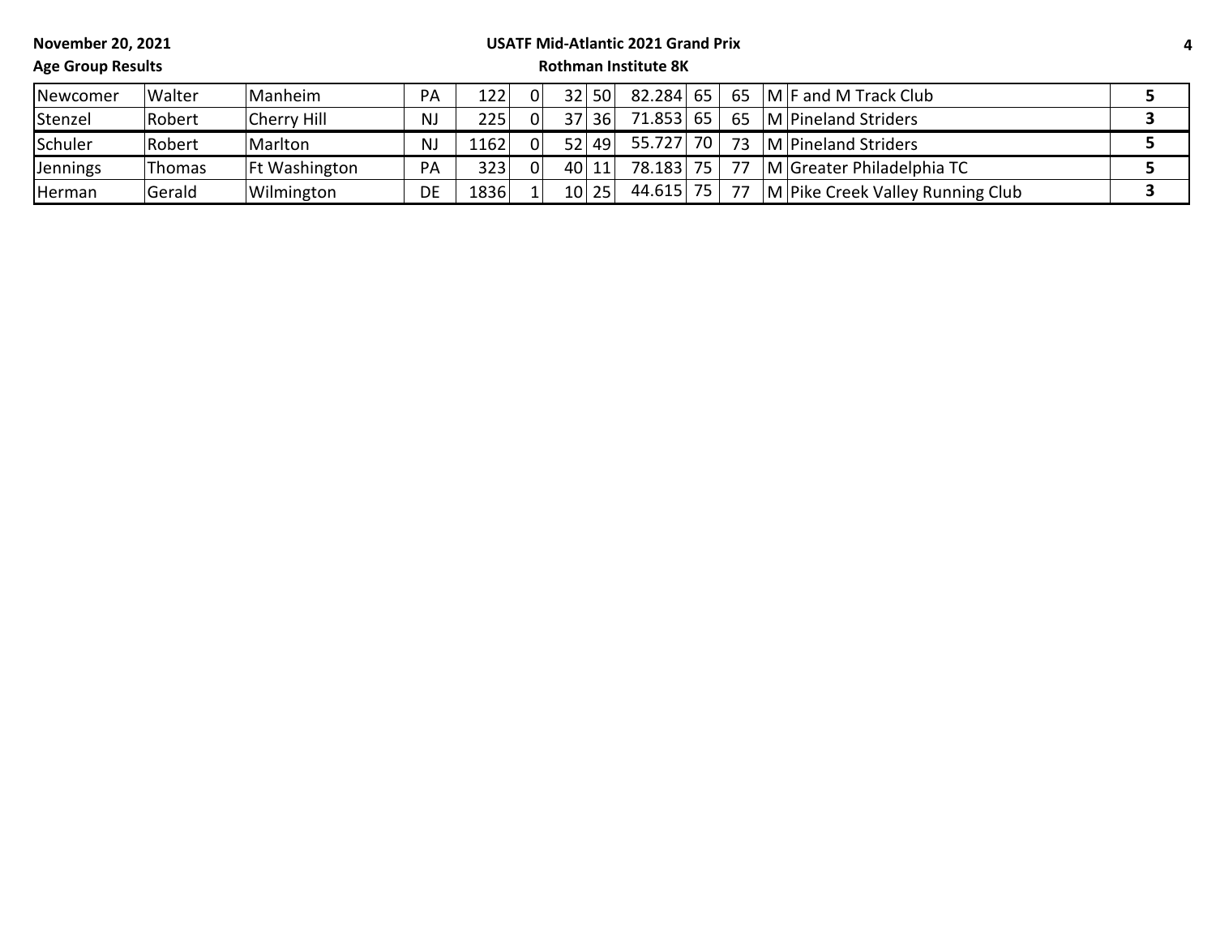November 20, 2021

Age Group Results

**USATF Mid-Atlantic 2021 Grand Prix**

**Rothman Institute 8K**

| | | | | | | | | | | | | | |
|---|---|---|---|---|---|---|---|---|---|---|---|---|---|
| Newcomer | Walter | Manheim | PA | 122 | 0 | 32 | 50 | 82.284 | 65 | 65 | M | F and M Track Club | **5** |
| Stenzel | Robert | Cherry Hill | NJ | 225 | 0 | 37 | 36 | 71.853 | 65 | 65 | M | Pineland Striders | **3** |
| Schuler | Robert | Marlton | NJ | 1162 | 0 | 52 | 49 | 55.727 | 70 | 73 | M | Pineland Striders | **5** |
| Jennings | Thomas | Ft Washington | PA | 323 | 0 | 40 | 11 | 78.183 | 75 | 77 | M | Greater Philadelphia TC | **5** |
| Herman | Gerald | Wilmington | DE | 1836 | 1 | 10 | 25 | 44.615 | 75 | 77 | M | Pike Creek Valley Running Club | **3** |